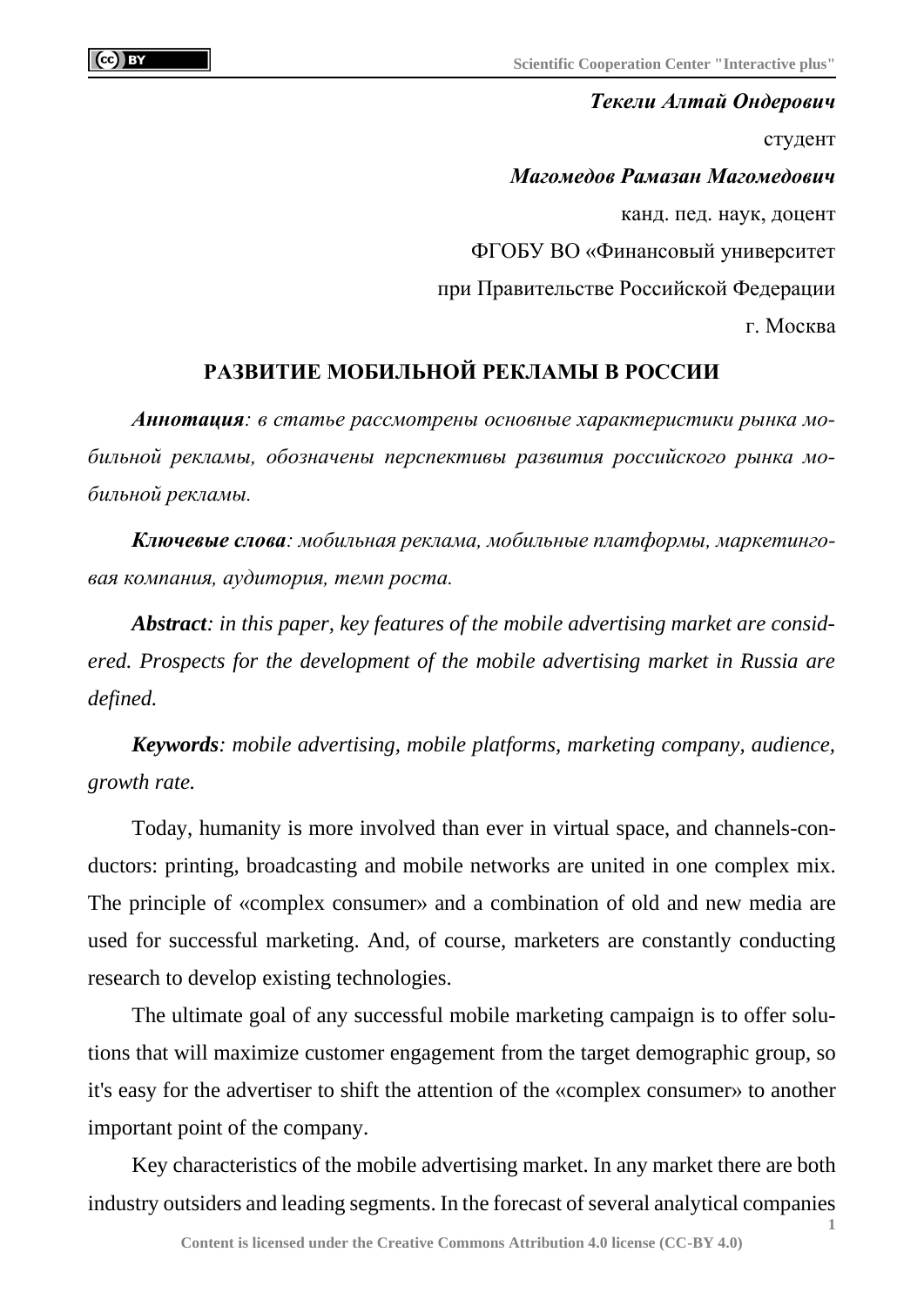***Текели Алтай Ондерович***

студент

***Магомедов Рамазан Магомедович***

канд. пед. наук, доцент

ФГОБУ ВО «Финансовый университет

при Правительстве Российской Федерации

г. Москва

# РАЗВИТИЕ МОБИЛЬНОЙ РЕКЛАМЫ В РОССИИ

***Аннотация****: в статье рассмотрены основные характеристики рынка мобильной рекламы, обозначены перспективы развития российского рынка мобильной рекламы.*

***Ключевые слова****: мобильная реклама, мобильные платформы, маркетинговая компания, аудитория, темп роста.*

***Abstract****: in this paper, key features of the mobile advertising market are considered. Prospects for the development of the mobile advertising market in Russia are defined.*

***Keywords****: mobile advertising, mobile platforms, marketing company, audience, growth rate.*

Today, humanity is more involved than ever in virtual space, and channels-conductors: printing, broadcasting and mobile networks are united in one complex mix. The principle of «complex consumer» and a combination of old and new media are used for successful marketing. And, of course, marketers are constantly conducting research to develop existing technologies.

The ultimate goal of any successful mobile marketing campaign is to offer solutions that will maximize customer engagement from the target demographic group, so it's easy for the advertiser to shift the attention of the «complex consumer» to another important point of the company.

Key characteristics of the mobile advertising market. In any market there are both industry outsiders and leading segments. In the forecast of several analytical companies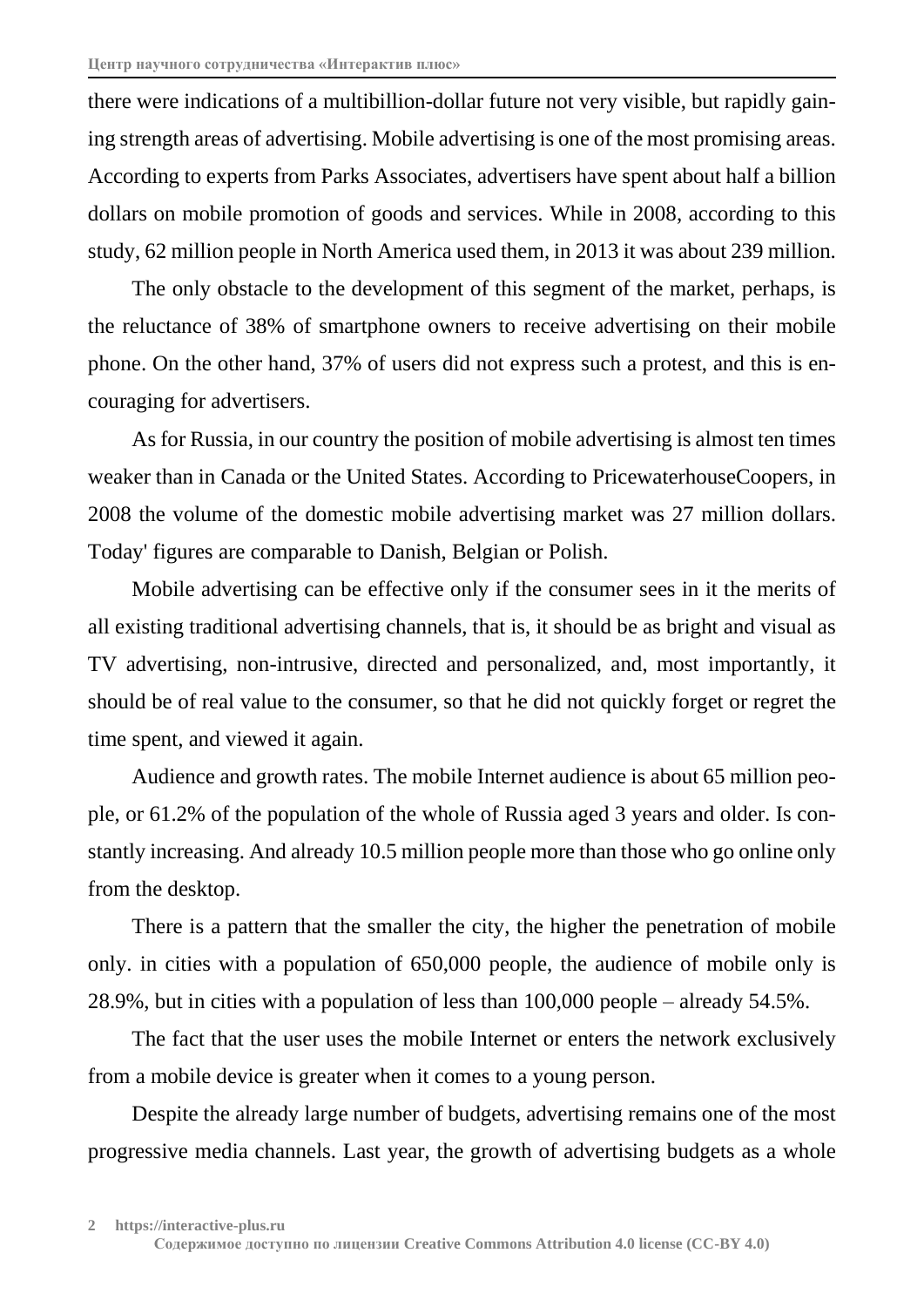there were indications of a multibillion-dollar future not very visible, but rapidly gaining strength areas of advertising. Mobile advertising is one of the most promising areas. According to experts from Parks Associates, advertisers have spent about half a billion dollars on mobile promotion of goods and services. While in 2008, according to this study, 62 million people in North America used them, in 2013 it was about 239 million.

The only obstacle to the development of this segment of the market, perhaps, is the reluctance of 38% of smartphone owners to receive advertising on their mobile phone. On the other hand, 37% of users did not express such a protest, and this is encouraging for advertisers.

As for Russia, in our country the position of mobile advertising is almost ten times weaker than in Canada or the United States. According to PricewaterhouseCoopers, in 2008 the volume of the domestic mobile advertising market was 27 million dollars. Today' figures are comparable to Danish, Belgian or Polish.

Mobile advertising can be effective only if the consumer sees in it the merits of all existing traditional advertising channels, that is, it should be as bright and visual as TV advertising, non-intrusive, directed and personalized, and, most importantly, it should be of real value to the consumer, so that he did not quickly forget or regret the time spent, and viewed it again.

Audience and growth rates. The mobile Internet audience is about 65 million people, or 61.2% of the population of the whole of Russia aged 3 years and older. Is constantly increasing. And already 10.5 million people more than those who go online only from the desktop.

There is a pattern that the smaller the city, the higher the penetration of mobile only. in cities with a population of 650,000 people, the audience of mobile only is 28.9%, but in cities with a population of less than 100,000 people – already 54.5%.

The fact that the user uses the mobile Internet or enters the network exclusively from a mobile device is greater when it comes to a young person.

Despite the already large number of budgets, advertising remains one of the most progressive media channels. Last year, the growth of advertising budgets as a whole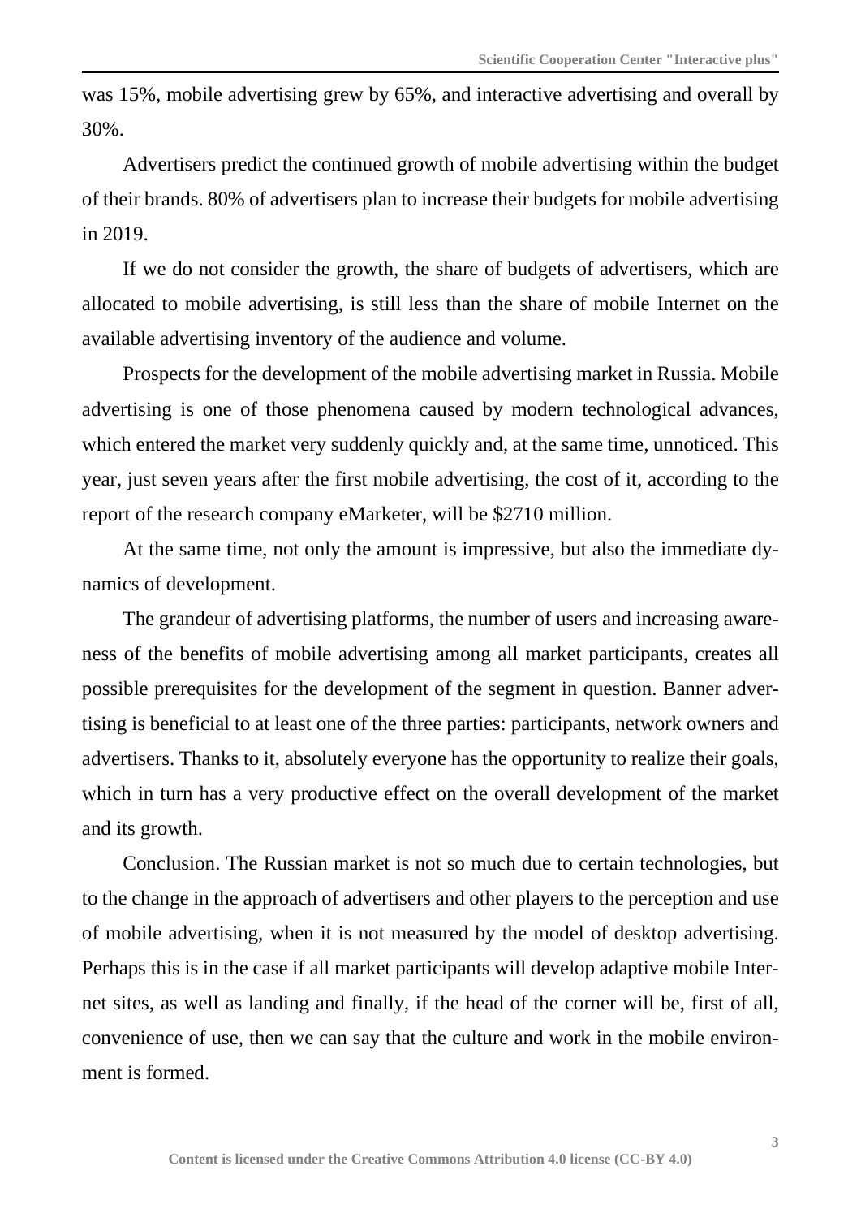was 15%, mobile advertising grew by 65%, and interactive advertising and overall by 30%.

Advertisers predict the continued growth of mobile advertising within the budget of their brands. 80% of advertisers plan to increase their budgets for mobile advertising in 2019.

If we do not consider the growth, the share of budgets of advertisers, which are allocated to mobile advertising, is still less than the share of mobile Internet on the available advertising inventory of the audience and volume.

Prospects for the development of the mobile advertising market in Russia. Mobile advertising is one of those phenomena caused by modern technological advances, which entered the market very suddenly quickly and, at the same time, unnoticed. This year, just seven years after the first mobile advertising, the cost of it, according to the report of the research company eMarketer, will be $2710 million.

At the same time, not only the amount is impressive, but also the immediate dynamics of development.

The grandeur of advertising platforms, the number of users and increasing awareness of the benefits of mobile advertising among all market participants, creates all possible prerequisites for the development of the segment in question. Banner advertising is beneficial to at least one of the three parties: participants, network owners and advertisers. Thanks to it, absolutely everyone has the opportunity to realize their goals, which in turn has a very productive effect on the overall development of the market and its growth.

Conclusion. The Russian market is not so much due to certain technologies, but to the change in the approach of advertisers and other players to the perception and use of mobile advertising, when it is not measured by the model of desktop advertising. Perhaps this is in the case if all market participants will develop adaptive mobile Internet sites, as well as landing and finally, if the head of the corner will be, first of all, convenience of use, then we can say that the culture and work in the mobile environment is formed.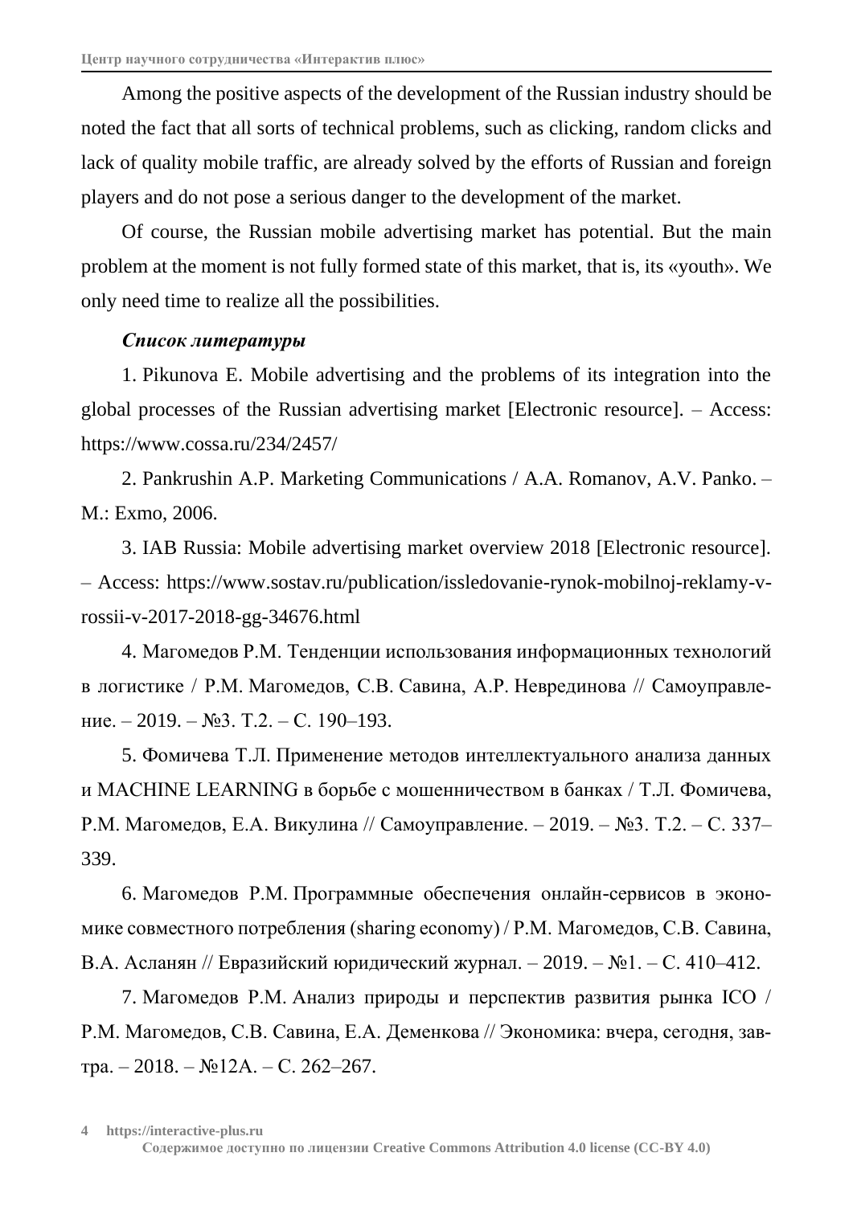Among the positive aspects of the development of the Russian industry should be noted the fact that all sorts of technical problems, such as clicking, random clicks and lack of quality mobile traffic, are already solved by the efforts of Russian and foreign players and do not pose a serious danger to the development of the market.

Of course, the Russian mobile advertising market has potential. But the main problem at the moment is not fully formed state of this market, that is, its «youth». We only need time to realize all the possibilities.

***Список литературы***

1. Pikunova E. Mobile advertising and the problems of its integration into the global processes of the Russian advertising market [Electronic resource]. – Access: https://www.cossa.ru/234/2457/

2. Pankrushin A.P. Marketing Communications / A.A. Romanov, A.V. Panko. – M.: Exmo, 2006.

3. IAB Russia: Mobile advertising market overview 2018 [Electronic resource]. – Access: https://www.sostav.ru/publication/issledovanie-rynok-mobilnoj-reklamy-v-rossii-v-2017-2018-gg-34676.html

4. Магомедов Р.М. Тенденции использования информационных технологий в логистике / Р.М. Магомедов, С.В. Савина, А.Р. Неврединова // Самоуправление. – 2019. – №3. Т.2. – С. 190–193.

5. Фомичева Т.Л. Применение методов интеллектуального анализа данных и MACHINE LEARNING в борьбе с мошенничеством в банках / Т.Л. Фомичева, Р.М. Магомедов, Е.А. Викулина // Самоуправление. – 2019. – №3. Т.2. – С. 337–339.

6. Магомедов Р.М. Программные обеспечения онлайн-сервисов в экономике совместного потребления (sharing economy) / Р.М. Магомедов, С.В. Савина, В.А. Асланян // Евразийский юридический журнал. – 2019. – №1. – С. 410–412.

7. Магомедов Р.М. Анализ природы и перспектив развития рынка ICO / Р.М. Магомедов, С.В. Савина, Е.А. Деменкова // Экономика: вчера, сегодня, завтра. – 2018. – №12А. – С. 262–267.